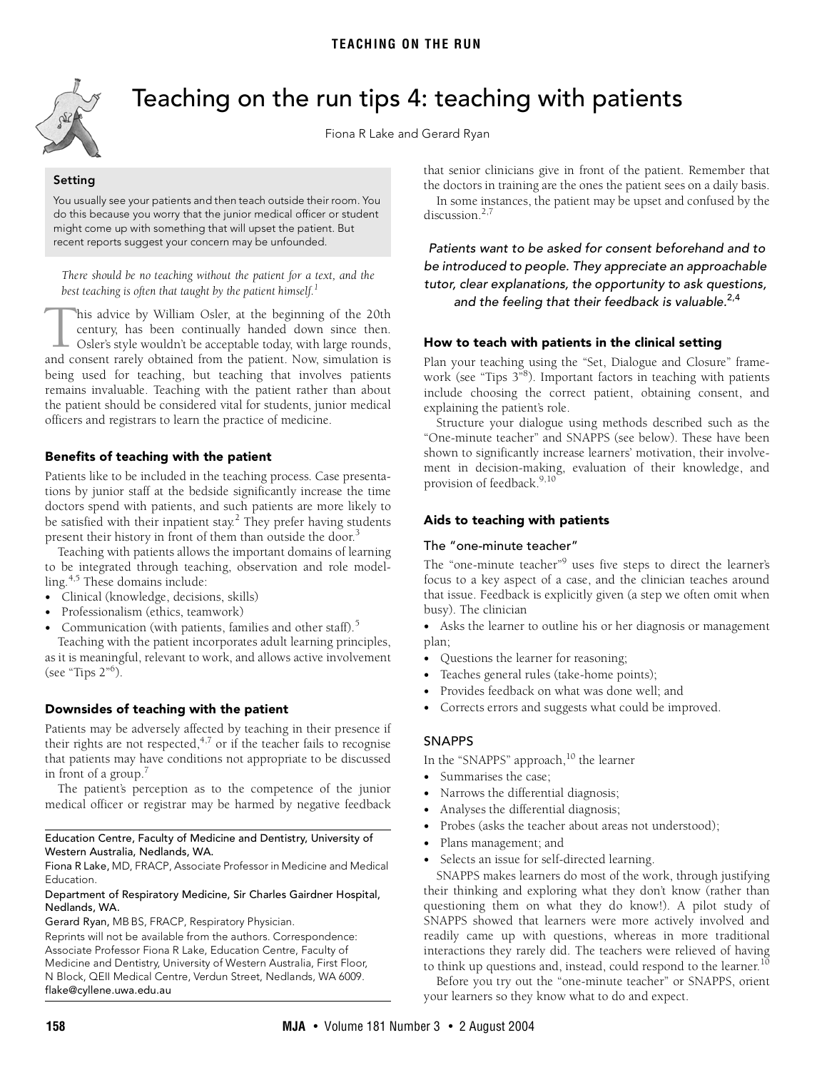# Teaching on the run tips 4: teaching with patients

Fiona R Lake and Gerard Ryan

**Setting**

You usually see your patients and then teach outside their room. You do this because you worry that the junior medical officer or student might come up with something that will upset the patient. But recent reports suggest your concern may be unfounded.

*There should be no teaching without the patient for a text, and the best teaching is often that taught by the patient himself.*[1]

This advice by William Osler, at the beginning of the 20th century, has been continually handed down since then. Osler's style wouldn't be acceptable today, with large rounds, and consent rarely obtained from the patient. Now, simulation is being used for teaching, but teaching that involves patients remains invaluable. Teaching with the patient rather than about the patient should be considered vital for students, junior medical officers and registrars to learn the practice of medicine.

### Benefits of teaching with the patient

Patients like to be included in the teaching process. Case presentations by junior staff at the bedside significantly increase the time doctors spend with patients, and such patients are more likely to be satisfied with their inpatient stay.[2] They prefer having students present their history in front of them than outside the door.[3]

Teaching with patients allows the important domains of learning to be integrated through teaching, observation and role modelling.[4,5] These domains include:

- Clinical (knowledge, decisions, skills)
- Professionalism (ethics, teamwork)
- Communication (with patients, families and other staff).[5]

Teaching with the patient incorporates adult learning principles, as it is meaningful, relevant to work, and allows active involvement (see "Tips 2"[6]).

### Downsides of teaching with the patient

Patients may be adversely affected by teaching in their presence if their rights are not respected,[4,7] or if the teacher fails to recognise that patients may have conditions not appropriate to be discussed in front of a group.[7]

The patient's perception as to the competence of the junior medical officer or registrar may be harmed by negative feedback that senior clinicians give in front of the patient. Remember that the doctors in training are the ones the patient sees on a daily basis.

In some instances, the patient may be upset and confused by the discussion.[2,7]

*Patients want to be asked for consent beforehand and to be introduced to people. They appreciate an approachable tutor, clear explanations, the opportunity to ask questions, and the feeling that their feedback is valuable.*[2,4]

### How to teach with patients in the clinical setting

Plan your teaching using the "Set, Dialogue and Closure" framework (see "Tips 3"[8]). Important factors in teaching with patients include choosing the correct patient, obtaining consent, and explaining the patient's role.

Structure your dialogue using methods described such as the "One-minute teacher" and SNAPPS (see below). These have been shown to significantly increase learners' motivation, their involvement in decision-making, evaluation of their knowledge, and provision of feedback.[9,10]

### Aids to teaching with patients

#### The "one-minute teacher"

The "one-minute teacher"[9] uses five steps to direct the learner's focus to a key aspect of a case, and the clinician teaches around that issue. Feedback is explicitly given (a step we often omit when busy). The clinician

- Asks the learner to outline his or her diagnosis or management plan;
- Questions the learner for reasoning;
- Teaches general rules (take-home points);
- Provides feedback on what was done well; and
- Corrects errors and suggests what could be improved.

#### SNAPPS

In the "SNAPPS" approach,[10] the learner

- Summarises the case;
- Narrows the differential diagnosis;
- Analyses the differential diagnosis;
- Probes (asks the teacher about areas not understood);
- Plans management; and
- Selects an issue for self-directed learning.

SNAPPS makes learners do most of the work, through justifying their thinking and exploring what they don't know (rather than questioning them on what they do know!). A pilot study of SNAPPS showed that learners were more actively involved and readily came up with questions, whereas in more traditional interactions they rarely did. The teachers were relieved of having to think up questions and, instead, could respond to the learner.[10]

Before you try out the "one-minute teacher" or SNAPPS, orient your learners so they know what to do and expect.

---

Education Centre, Faculty of Medicine and Dentistry, University of Western Australia, Nedlands, WA.

Fiona R Lake, MD, FRACP, Associate Professor in Medicine and Medical Education.

Department of Respiratory Medicine, Sir Charles Gairdner Hospital, Nedlands, WA.

Gerard Ryan, MB BS, FRACP, Respiratory Physician.

Reprints will not be available from the authors. Correspondence: Associate Professor Fiona R Lake, Education Centre, Faculty of Medicine and Dentistry, University of Western Australia, First Floor, N Block, QEII Medical Centre, Verdun Street, Nedlands, WA 6009. flake@cyllene.uwa.edu.au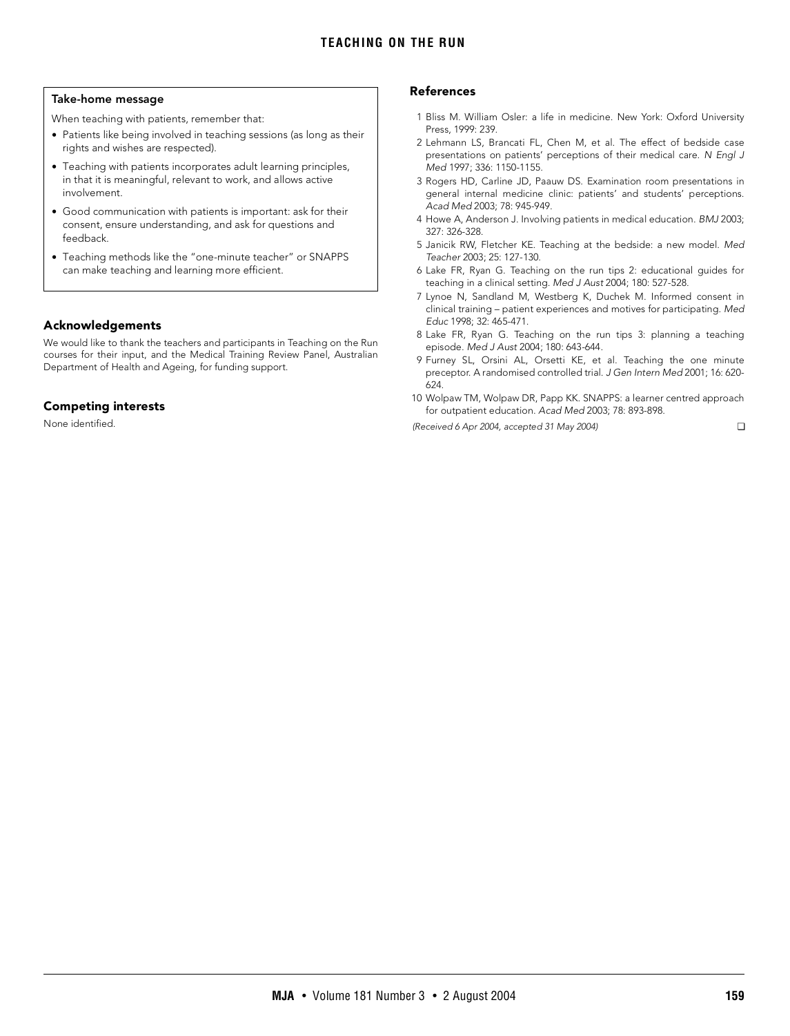### Take-home message

When teaching with patients, remember that:

- Patients like being involved in teaching sessions (as long as their rights and wishes are respected).
- Teaching with patients incorporates adult learning principles, in that it is meaningful, relevant to work, and allows active involvement.
- Good communication with patients is important: ask for their consent, ensure understanding, and ask for questions and feedback.
- Teaching methods like the "one-minute teacher" or SNAPPS can make teaching and learning more efficient.

## Acknowledgements

We would like to thank the teachers and participants in Teaching on the Run courses for their input, and the Medical Training Review Panel, Australian Department of Health and Ageing, for funding support.

## Competing interests

None identified.

## References

1. Bliss M. William Osler: a life in medicine. New York: Oxford University Press, 1999: 239.
2. Lehmann LS, Brancati FL, Chen M, et al. The effect of bedside case presentations on patients' perceptions of their medical care. *N Engl J Med* 1997; 336: 1150-1155.
3. Rogers HD, Carline JD, Paauw DS. Examination room presentations in general internal medicine clinic: patients' and students' perceptions. *Acad Med* 2003; 78: 945-949.
4. Howe A, Anderson J. Involving patients in medical education. *BMJ* 2003; 327: 326-328.
5. Janicik RW, Fletcher KE. Teaching at the bedside: a new model. *Med Teacher* 2003; 25: 127-130.
6. Lake FR, Ryan G. Teaching on the run tips 2: educational guides for teaching in a clinical setting. *Med J Aust* 2004; 180: 527-528.
7. Lynoe N, Sandland M, Westberg K, Duchek M. Informed consent in clinical training – patient experiences and motives for participating. *Med Educ* 1998; 32: 465-471.
8. Lake FR, Ryan G. Teaching on the run tips 3: planning a teaching episode. *Med J Aust* 2004; 180: 643-644.
9. Furney SL, Orsini AL, Orsetti KE, et al. Teaching the one minute preceptor. A randomised controlled trial. *J Gen Intern Med* 2001; 16: 620-624.
10. Wolpaw TM, Wolpaw DR, Papp KK. SNAPPS: a learner centred approach for outpatient education. *Acad Med* 2003; 78: 893-898.

*(Received 6 Apr 2004, accepted 31 May 2004)*